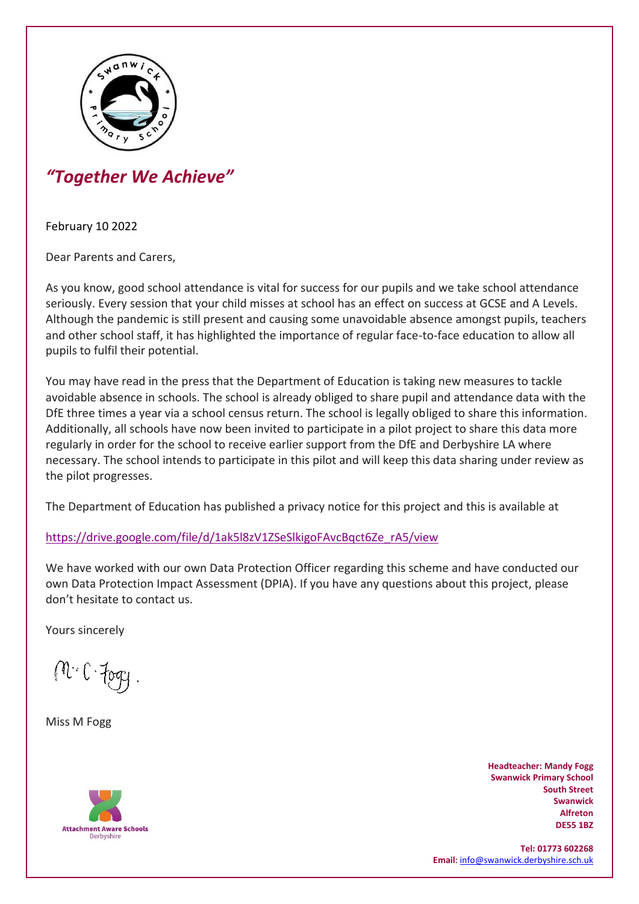*"Together We Achieve"*

February 10 2022

Dear Parents and Carers,

As you know, good school attendance is vital for success for our pupils and we take school attendance seriously. Every session that your child misses at school has an effect on success at GCSE and A Levels. Although the pandemic is still present and causing some unavoidable absence amongst pupils, teachers and other school staff, it has highlighted the importance of regular face-to-face education to allow all pupils to fulfil their potential.

You may have read in the press that the Department of Education is taking new measures to tackle avoidable absence in schools. The school is already obliged to share pupil and attendance data with the DfE three times a year via a school census return. The school is legally obliged to share this information. Additionally, all schools have now been invited to participate in a pilot project to share this data more regularly in order for the school to receive earlier support from the DfE and Derbyshire LA where necessary. The school intends to participate in this pilot and will keep this data sharing under review as the pilot progresses.

The Department of Education has published a privacy notice for this project and this is available at

https://drive.google.com/file/d/1ak5l8zV1ZSeSlkigoFAvcBqct6Ze_rA5/view

We have worked with our own Data Protection Officer regarding this scheme and have conducted our own Data Protection Impact Assessment (DPIA). If you have any questions about this project, please don't hesitate to contact us.

Yours sincerely

M. C. Fogg.

Miss M Fogg

Attachment Aware Schools
Derbyshire

**Headteacher: Mandy Fogg**
**Swanwick Primary School**
**South Street**
**Swanwick**
**Alfreton**
**DE55 1BZ**

**Tel: 01773 602268**
**Email**: info@swanwick.derbyshire.sch.uk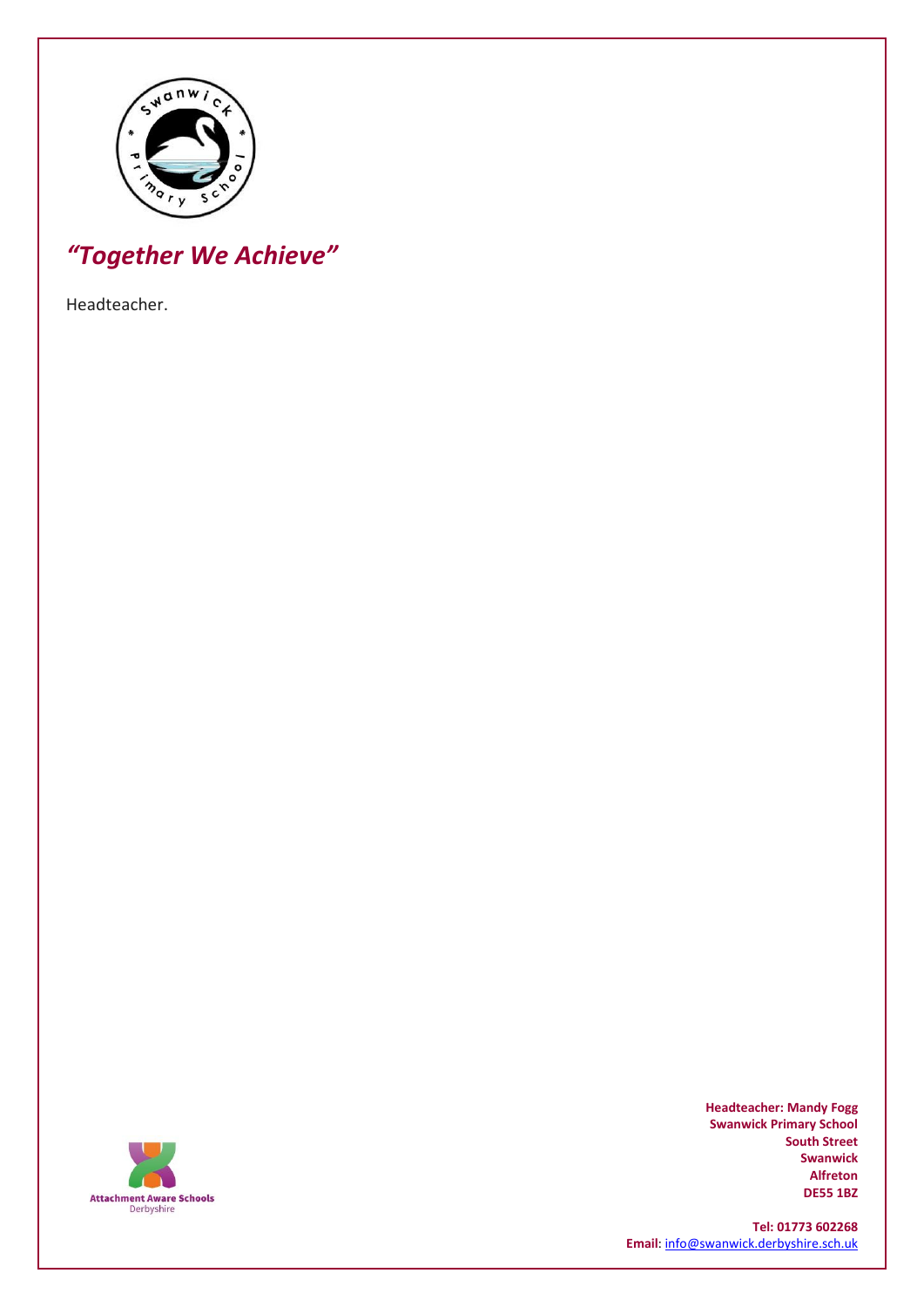*"Together We Achieve"*

Headteacher.

Attachment Aware Schools
Derbyshire

**Headteacher: Mandy Fogg**
**Swanwick Primary School**
**South Street**
**Swanwick**
**Alfreton**
**DE55 1BZ**

**Tel: 01773 602268**
**Email**: info@swanwick.derbyshire.sch.uk